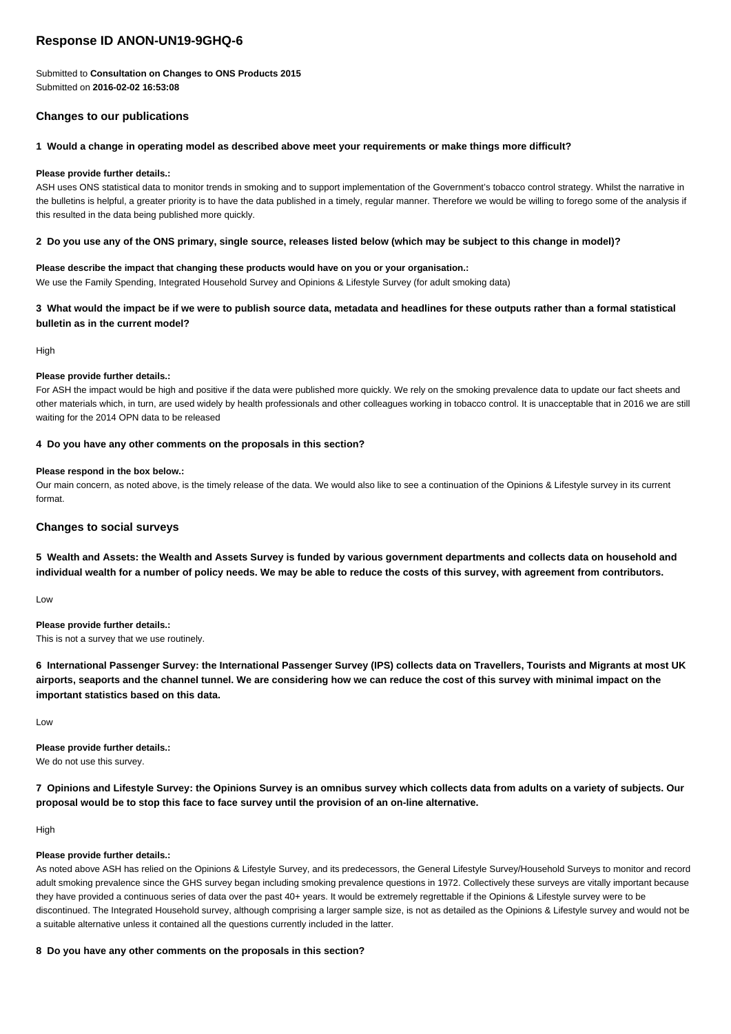# Response ID ANON-UN19-9GHQ-6

Submitted to **Consultation on Changes to ONS Products 2015**
Submitted on **2016-02-02 16:53:08**

## Changes to our publications

**1 Would a change in operating model as described above meet your requirements or make things more difficult?**

**Please provide further details.:**
ASH uses ONS statistical data to monitor trends in smoking and to support implementation of the Government's tobacco control strategy. Whilst the narrative in the bulletins is helpful, a greater priority is to have the data published in a timely, regular manner. Therefore we would be willing to forego some of the analysis if this resulted in the data being published more quickly.

**2 Do you use any of the ONS primary, single source, releases listed below (which may be subject to this change in model)?**

**Please describe the impact that changing these products would have on you or your organisation.:**
We use the Family Spending, Integrated Household Survey and Opinions & Lifestyle Survey (for adult smoking data)

**3 What would the impact be if we were to publish source data, metadata and headlines for these outputs rather than a formal statistical bulletin as in the current model?**

High

**Please provide further details.:**
For ASH the impact would be high and positive if the data were published more quickly. We rely on the smoking prevalence data to update our fact sheets and other materials which, in turn, are used widely by health professionals and other colleagues working in tobacco control. It is unacceptable that in 2016 we are still waiting for the 2014 OPN data to be released

**4 Do you have any other comments on the proposals in this section?**

**Please respond in the box below.:**
Our main concern, as noted above, is the timely release of the data. We would also like to see a continuation of the Opinions & Lifestyle survey in its current format.

## Changes to social surveys

**5 Wealth and Assets: the Wealth and Assets Survey is funded by various government departments and collects data on household and individual wealth for a number of policy needs. We may be able to reduce the costs of this survey, with agreement from contributors.**

Low

**Please provide further details.:**
This is not a survey that we use routinely.

**6 International Passenger Survey: the International Passenger Survey (IPS) collects data on Travellers, Tourists and Migrants at most UK airports, seaports and the channel tunnel. We are considering how we can reduce the cost of this survey with minimal impact on the important statistics based on this data.**

Low

**Please provide further details.:**
We do not use this survey.

**7 Opinions and Lifestyle Survey: the Opinions Survey is an omnibus survey which collects data from adults on a variety of subjects. Our proposal would be to stop this face to face survey until the provision of an on-line alternative.**

High

**Please provide further details.:**
As noted above ASH has relied on the Opinions & Lifestyle Survey, and its predecessors, the General Lifestyle Survey/Household Surveys to monitor and record adult smoking prevalence since the GHS survey began including smoking prevalence questions in 1972. Collectively these surveys are vitally important because they have provided a continuous series of data over the past 40+ years. It would be extremely regrettable if the Opinions & Lifestyle survey were to be discontinued. The Integrated Household survey, although comprising a larger sample size, is not as detailed as the Opinions & Lifestyle survey and would not be a suitable alternative unless it contained all the questions currently included in the latter.

**8 Do you have any other comments on the proposals in this section?**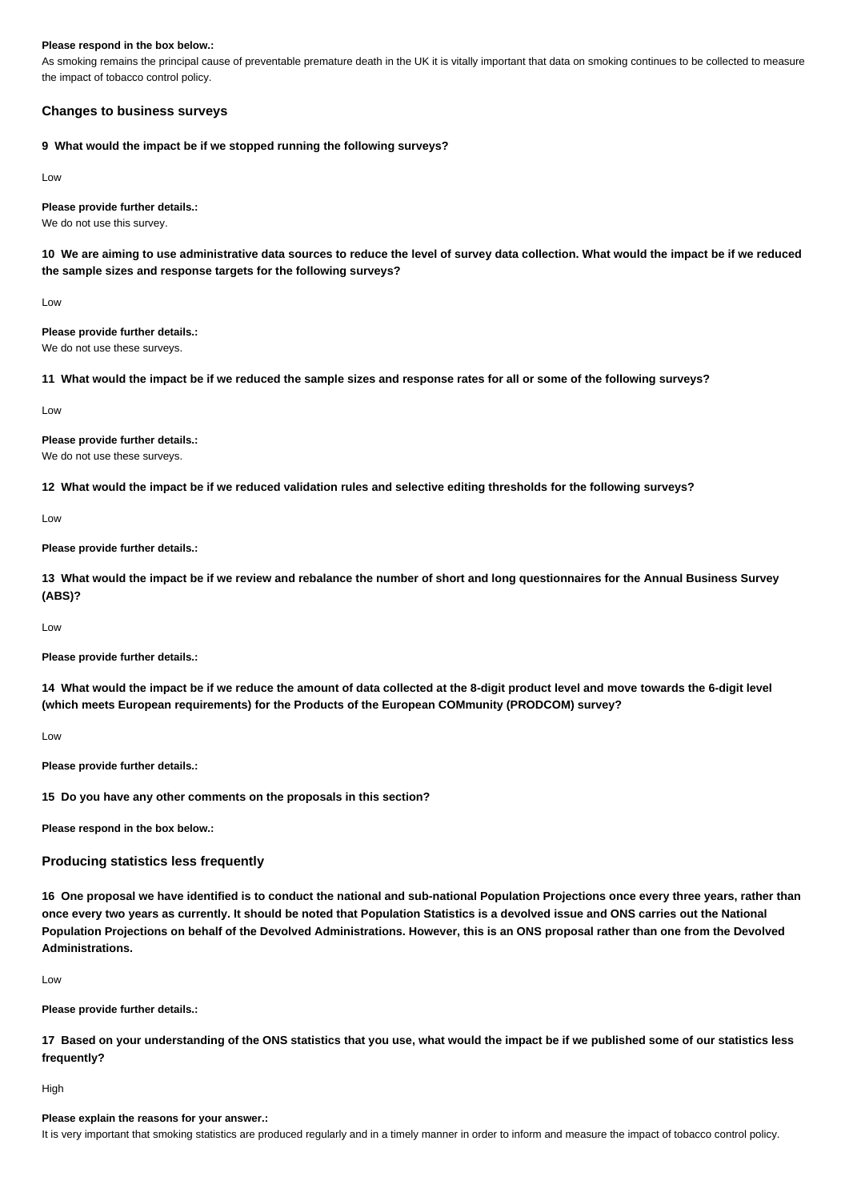**Please respond in the box below.:**

As smoking remains the principal cause of preventable premature death in the UK it is vitally important that data on smoking continues to be collected to measure the impact of tobacco control policy.

### Changes to business surveys

**9 What would the impact be if we stopped running the following surveys?**

Low

**Please provide further details.:**

We do not use this survey.

**10 We are aiming to use administrative data sources to reduce the level of survey data collection. What would the impact be if we reduced the sample sizes and response targets for the following surveys?**

Low

**Please provide further details.:**

We do not use these surveys.

**11 What would the impact be if we reduced the sample sizes and response rates for all or some of the following surveys?**

Low

**Please provide further details.:**

We do not use these surveys.

**12 What would the impact be if we reduced validation rules and selective editing thresholds for the following surveys?**

Low

**Please provide further details.:**

**13 What would the impact be if we review and rebalance the number of short and long questionnaires for the Annual Business Survey (ABS)?**

Low

**Please provide further details.:**

**14 What would the impact be if we reduce the amount of data collected at the 8-digit product level and move towards the 6-digit level (which meets European requirements) for the Products of the European COMmunity (PRODCOM) survey?**

Low

**Please provide further details.:**

**15 Do you have any other comments on the proposals in this section?**

**Please respond in the box below.:**

### Producing statistics less frequently

**16 One proposal we have identified is to conduct the national and sub-national Population Projections once every three years, rather than once every two years as currently. It should be noted that Population Statistics is a devolved issue and ONS carries out the National Population Projections on behalf of the Devolved Administrations. However, this is an ONS proposal rather than one from the Devolved Administrations.**

Low

**Please provide further details.:**

**17 Based on your understanding of the ONS statistics that you use, what would the impact be if we published some of our statistics less frequently?**

High

**Please explain the reasons for your answer.:**

It is very important that smoking statistics are produced regularly and in a timely manner in order to inform and measure the impact of tobacco control policy.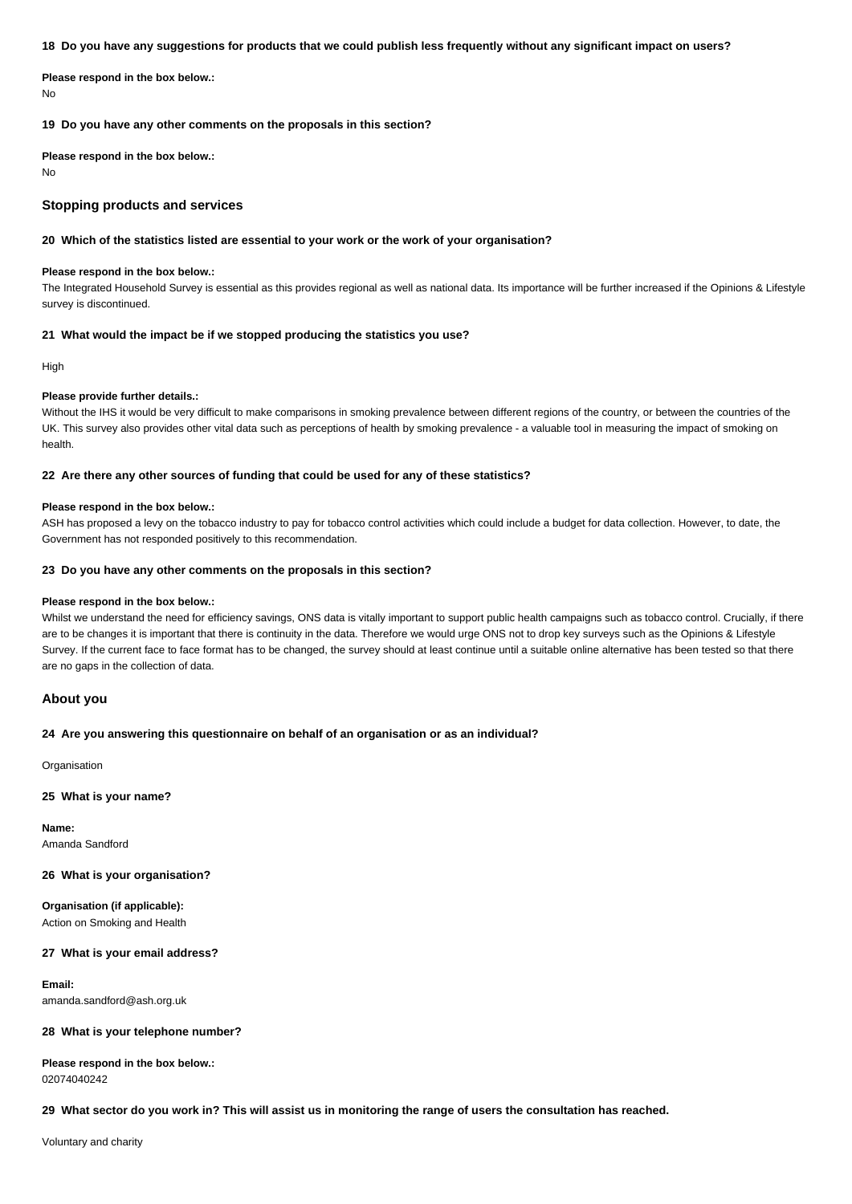**18 Do you have any suggestions for products that we could publish less frequently without any significant impact on users?**

**Please respond in the box below.:**
No

**19 Do you have any other comments on the proposals in this section?**

**Please respond in the box below.:**
No

## Stopping products and services

**20 Which of the statistics listed are essential to your work or the work of your organisation?**

**Please respond in the box below.:**
The Integrated Household Survey is essential as this provides regional as well as national data. Its importance will be further increased if the Opinions & Lifestyle survey is discontinued.

**21 What would the impact be if we stopped producing the statistics you use?**

High

**Please provide further details.:**
Without the IHS it would be very difficult to make comparisons in smoking prevalence between different regions of the country, or between the countries of the UK. This survey also provides other vital data such as perceptions of health by smoking prevalence - a valuable tool in measuring the impact of smoking on health.

**22 Are there any other sources of funding that could be used for any of these statistics?**

**Please respond in the box below.:**
ASH has proposed a levy on the tobacco industry to pay for tobacco control activities which could include a budget for data collection. However, to date, the Government has not responded positively to this recommendation.

**23 Do you have any other comments on the proposals in this section?**

**Please respond in the box below.:**
Whilst we understand the need for efficiency savings, ONS data is vitally important to support public health campaigns such as tobacco control. Crucially, if there are to be changes it is important that there is continuity in the data. Therefore we would urge ONS not to drop key surveys such as the Opinions & Lifestyle Survey. If the current face to face format has to be changed, the survey should at least continue until a suitable online alternative has been tested so that there are no gaps in the collection of data.

## About you

**24 Are you answering this questionnaire on behalf of an organisation or as an individual?**

Organisation

**25 What is your name?**

**Name:**
Amanda Sandford

**26 What is your organisation?**

**Organisation (if applicable):**
Action on Smoking and Health

**27 What is your email address?**

**Email:**
amanda.sandford@ash.org.uk

**28 What is your telephone number?**

**Please respond in the box below.:**
02074040242

**29 What sector do you work in? This will assist us in monitoring the range of users the consultation has reached.**

Voluntary and charity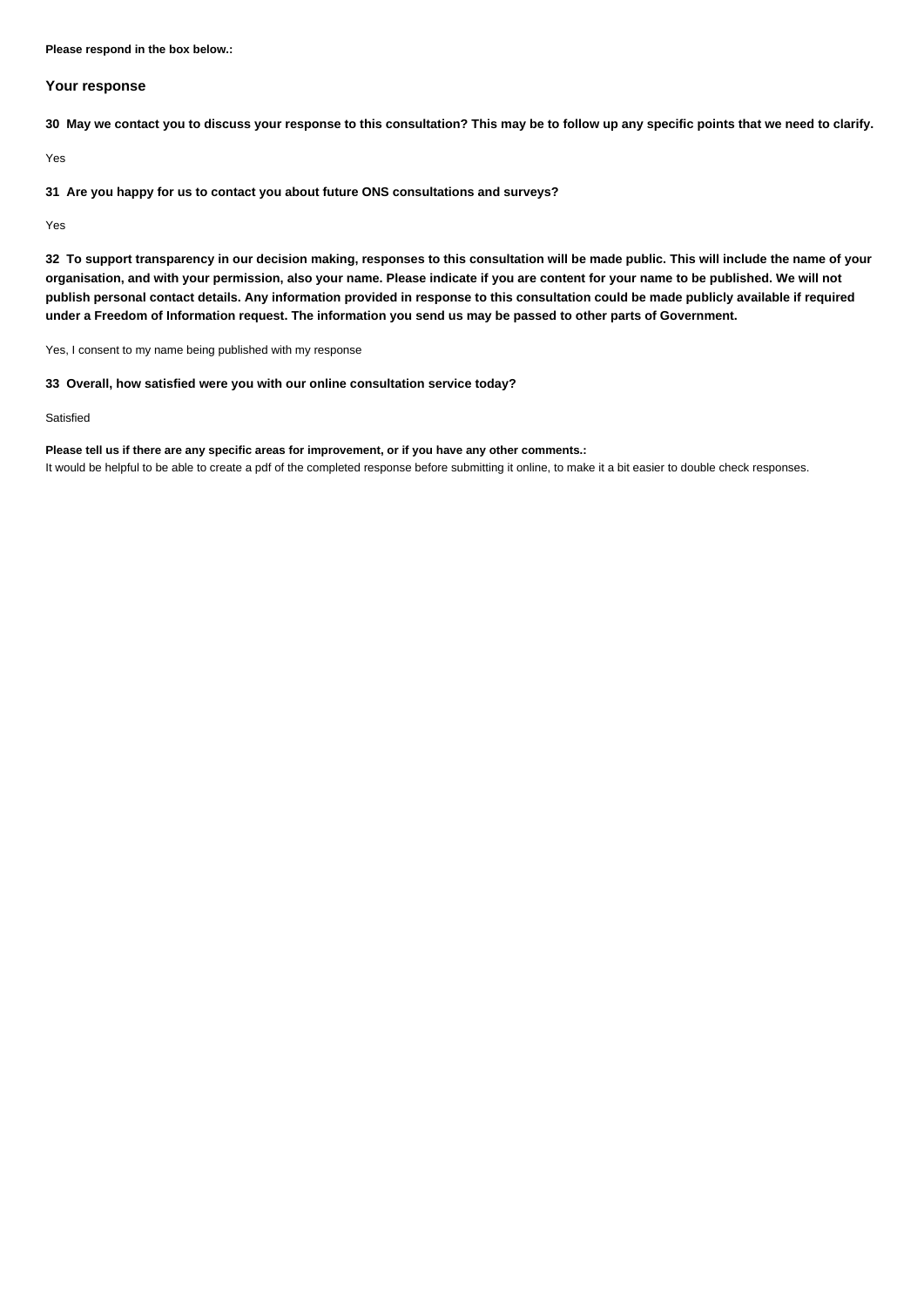**Please respond in the box below.:**

## Your response

**30 May we contact you to discuss your response to this consultation? This may be to follow up any specific points that we need to clarify.**

Yes

**31 Are you happy for us to contact you about future ONS consultations and surveys?**

Yes

**32 To support transparency in our decision making, responses to this consultation will be made public. This will include the name of your organisation, and with your permission, also your name. Please indicate if you are content for your name to be published. We will not publish personal contact details. Any information provided in response to this consultation could be made publicly available if required under a Freedom of Information request. The information you send us may be passed to other parts of Government.**

Yes, I consent to my name being published with my response

**33 Overall, how satisfied were you with our online consultation service today?**

Satisfied

**Please tell us if there are any specific areas for improvement, or if you have any other comments.:**
It would be helpful to be able to create a pdf of the completed response before submitting it online, to make it a bit easier to double check responses.